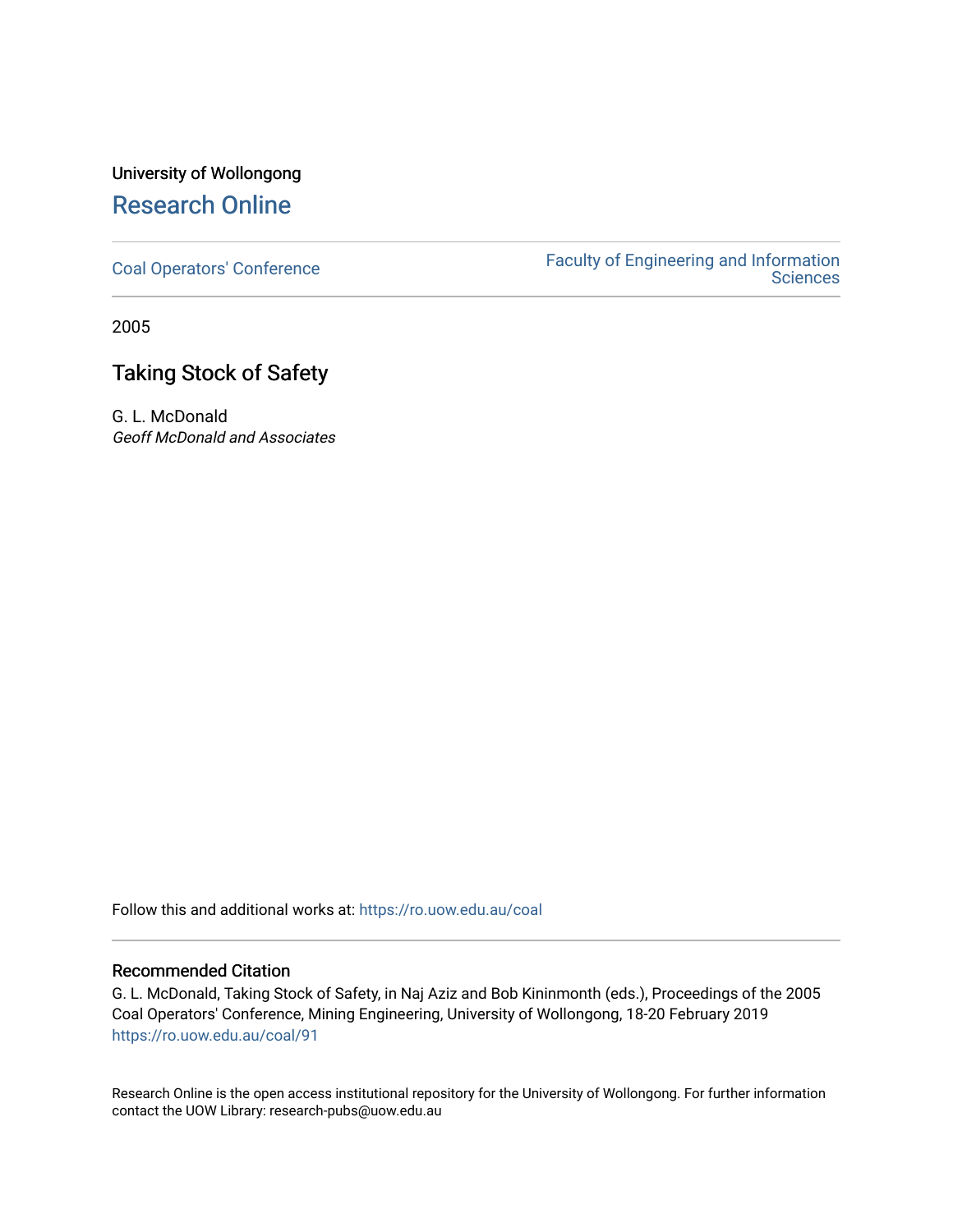University of Wollongong

# Research Online

Coal Operators' Conference

Faculty of Engineering and Information Sciences

2005

## Taking Stock of Safety

G. L. McDonald

*Geoff McDonald and Associates*

Follow this and additional works at: https://ro.uow.edu.au/coal

### Recommended Citation

G. L. McDonald, Taking Stock of Safety, in Naj Aziz and Bob Kininmonth (eds.), Proceedings of the 2005 Coal Operators' Conference, Mining Engineering, University of Wollongong, 18-20 February 2019
https://ro.uow.edu.au/coal/91

Research Online is the open access institutional repository for the University of Wollongong. For further information contact the UOW Library: research-pubs@uow.edu.au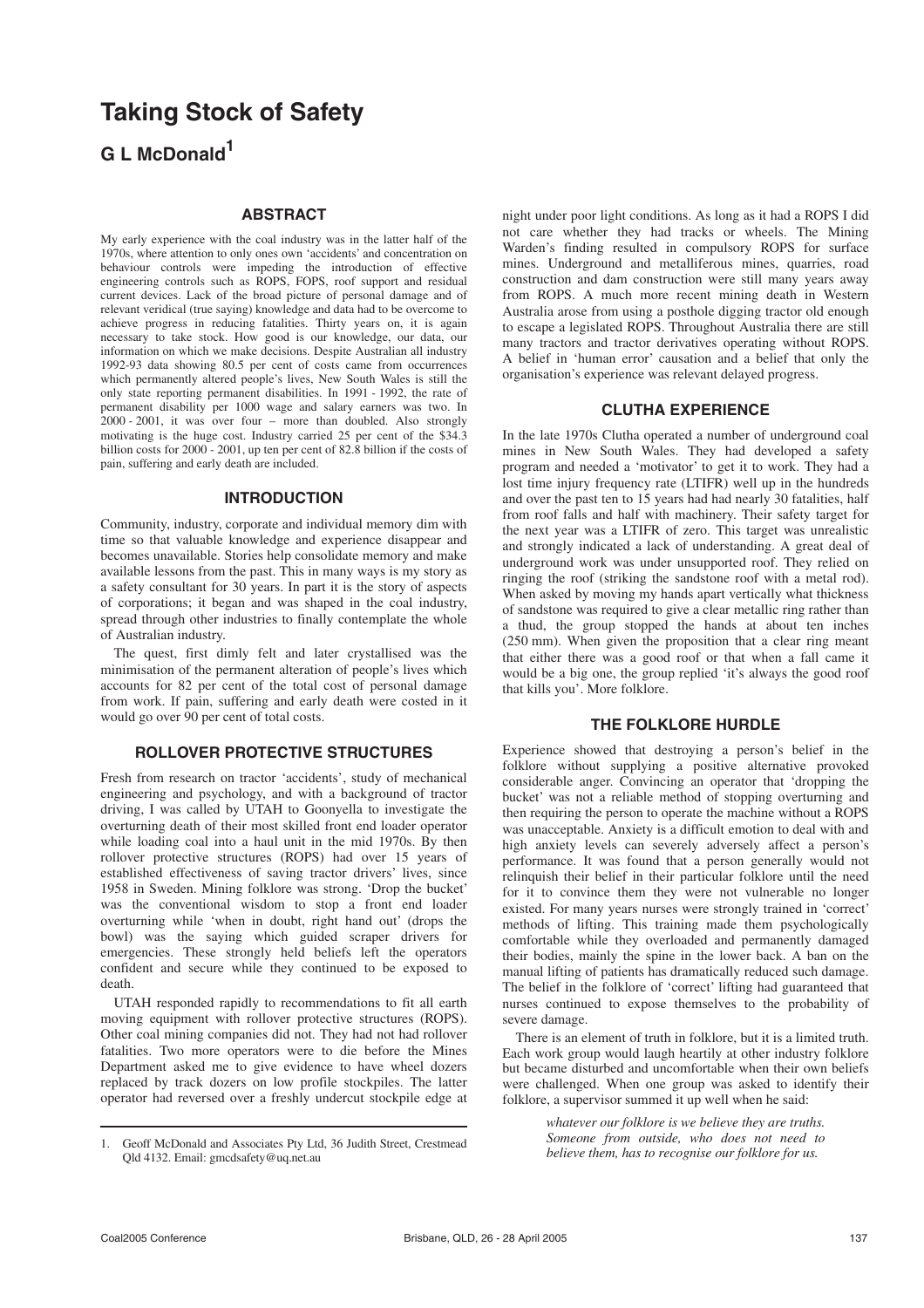# Taking Stock of Safety

## G L McDonald[1]

### ABSTRACT

My early experience with the coal industry was in the latter half of the 1970s, where attention to only ones own 'accidents' and concentration on behaviour controls were impeding the introduction of effective engineering controls such as ROPS, FOPS, roof support and residual current devices. Lack of the broad picture of personal damage and of relevant veridical (true saying) knowledge and data had to be overcome to achieve progress in reducing fatalities. Thirty years on, it is again necessary to take stock. How good is our knowledge, our data, our information on which we make decisions. Despite Australian all industry 1992-93 data showing 80.5 per cent of costs came from occurrences which permanently altered people's lives, New South Wales is still the only state reporting permanent disabilities. In 1991 - 1992, the rate of permanent disability per 1000 wage and salary earners was two. In 2000 - 2001, it was over four – more than doubled. Also strongly motivating is the huge cost. Industry carried 25 per cent of the $34.3 billion costs for 2000 - 2001, up ten per cent of 82.8 billion if the costs of pain, suffering and early death are included.

### INTRODUCTION

Community, industry, corporate and individual memory dim with time so that valuable knowledge and experience disappear and becomes unavailable. Stories help consolidate memory and make available lessons from the past. This in many ways is my story as a safety consultant for 30 years. In part it is the story of aspects of corporations; it began and was shaped in the coal industry, spread through other industries to finally contemplate the whole of Australian industry.

The quest, first dimly felt and later crystallised was the minimisation of the permanent alteration of people's lives which accounts for 82 per cent of the total cost of personal damage from work. If pain, suffering and early death were costed in it would go over 90 per cent of total costs.

### ROLLOVER PROTECTIVE STRUCTURES

Fresh from research on tractor 'accidents', study of mechanical engineering and psychology, and with a background of tractor driving, I was called by UTAH to Goonyella to investigate the overturning death of their most skilled front end loader operator while loading coal into a haul unit in the mid 1970s. By then rollover protective structures (ROPS) had over 15 years of established effectiveness of saving tractor drivers' lives, since 1958 in Sweden. Mining folklore was strong. 'Drop the bucket' was the conventional wisdom to stop a front end loader overturning while 'when in doubt, right hand out' (drops the bowl) was the saying which guided scraper drivers for emergencies. These strongly held beliefs left the operators confident and secure while they continued to be exposed to death.

UTAH responded rapidly to recommendations to fit all earth moving equipment with rollover protective structures (ROPS). Other coal mining companies did not. They had not had rollover fatalities. Two more operators were to die before the Mines Department asked me to give evidence to have wheel dozers replaced by track dozers on low profile stockpiles. The latter operator had reversed over a freshly undercut stockpile edge at night under poor light conditions. As long as it had a ROPS I did not care whether they had tracks or wheels. The Mining Warden's finding resulted in compulsory ROPS for surface mines. Underground and metalliferous mines, quarries, road construction and dam construction were still many years away from ROPS. A much more recent mining death in Western Australia arose from using a posthole digging tractor old enough to escape a legislated ROPS. Throughout Australia there are still many tractors and tractor derivatives operating without ROPS. A belief in 'human error' causation and a belief that only the organisation's experience was relevant delayed progress.

### CLUTHA EXPERIENCE

In the late 1970s Clutha operated a number of underground coal mines in New South Wales. They had developed a safety program and needed a 'motivator' to get it to work. They had a lost time injury frequency rate (LTIFR) well up in the hundreds and over the past ten to 15 years had had nearly 30 fatalities, half from roof falls and half with machinery. Their safety target for the next year was a LTIFR of zero. This target was unrealistic and strongly indicated a lack of understanding. A great deal of underground work was under unsupported roof. They relied on ringing the roof (striking the sandstone roof with a metal rod). When asked by moving my hands apart vertically what thickness of sandstone was required to give a clear metallic ring rather than a thud, the group stopped the hands at about ten inches (250 mm). When given the proposition that a clear ring meant that either there was a good roof or that when a fall came it would be a big one, the group replied 'it's always the good roof that kills you'. More folklore.

### THE FOLKLORE HURDLE

Experience showed that destroying a person's belief in the folklore without supplying a positive alternative provoked considerable anger. Convincing an operator that 'dropping the bucket' was not a reliable method of stopping overturning and then requiring the person to operate the machine without a ROPS was unacceptable. Anxiety is a difficult emotion to deal with and high anxiety levels can severely adversely affect a person's performance. It was found that a person generally would not relinquish their belief in their particular folklore until the need for it to convince them they were not vulnerable no longer existed. For many years nurses were strongly trained in 'correct' methods of lifting. This training made them psychologically comfortable while they overloaded and permanently damaged their bodies, mainly the spine in the lower back. A ban on the manual lifting of patients has dramatically reduced such damage. The belief in the folklore of 'correct' lifting had guaranteed that nurses continued to expose themselves to the probability of severe damage.

There is an element of truth in folklore, but it is a limited truth. Each work group would laugh heartily at other industry folklore but became disturbed and uncomfortable when their own beliefs were challenged. When one group was asked to identify their folklore, a supervisor summed it up well when he said:

> *whatever our folklore is we believe they are truths. Someone from outside, who does not need to believe them, has to recognise our folklore for us.*

1. Geoff McDonald and Associates Pty Ltd, 36 Judith Street, Crestmead Qld 4132. Email: gmcdsafety@uq.net.au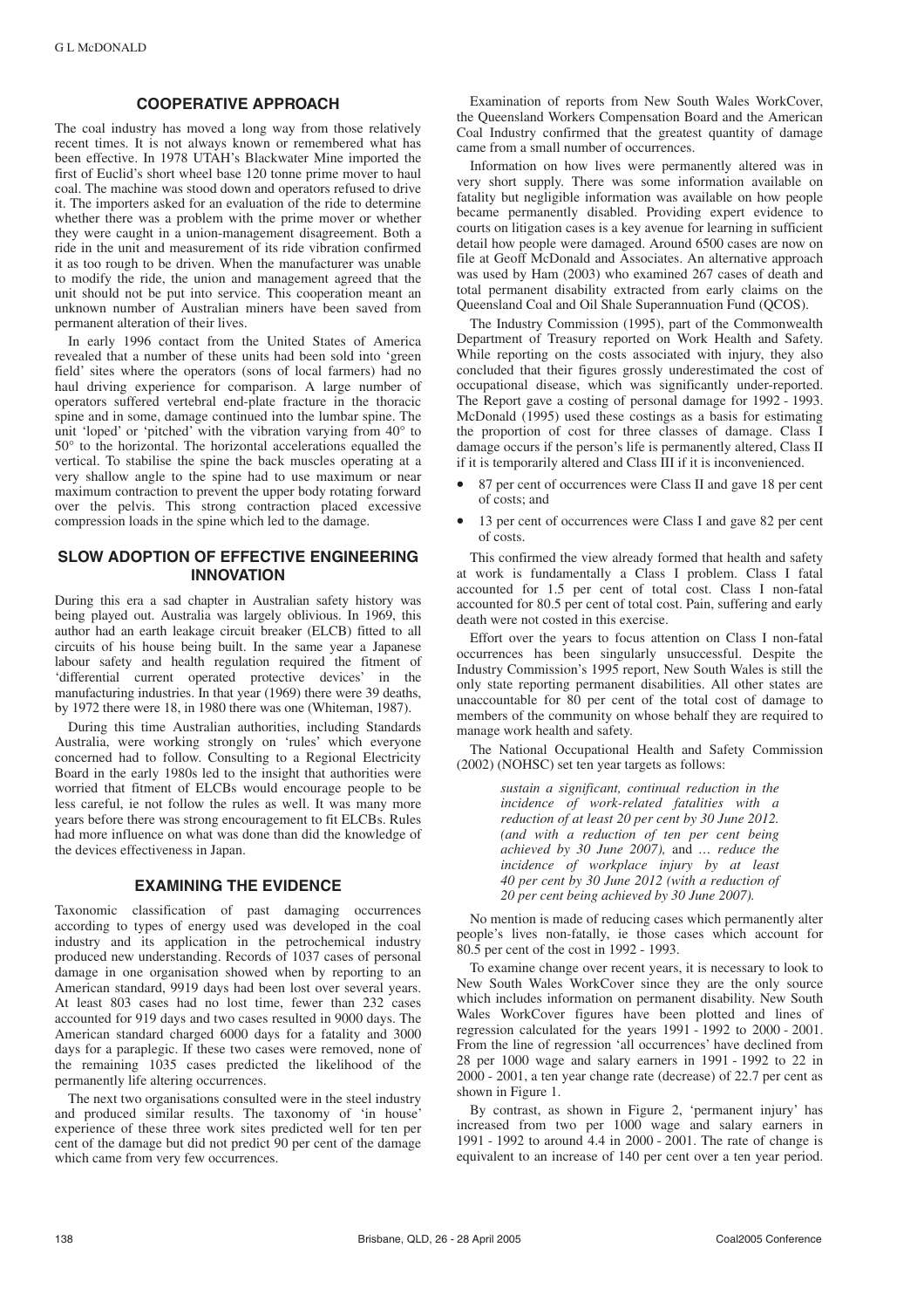## COOPERATIVE APPROACH

The coal industry has moved a long way from those relatively recent times. It is not always known or remembered what has been effective. In 1978 UTAH's Blackwater Mine imported the first of Euclid's short wheel base 120 tonne prime mover to haul coal. The machine was stood down and operators refused to drive it. The importers asked for an evaluation of the ride to determine whether there was a problem with the prime mover or whether they were caught in a union-management disagreement. Both a ride in the unit and measurement of its ride vibration confirmed it as too rough to be driven. When the manufacturer was unable to modify the ride, the union and management agreed that the unit should not be put into service. This cooperation meant an unknown number of Australian miners have been saved from permanent alteration of their lives.

In early 1996 contact from the United States of America revealed that a number of these units had been sold into 'green field' sites where the operators (sons of local farmers) had no haul driving experience for comparison. A large number of operators suffered vertebral end-plate fracture in the thoracic spine and in some, damage continued into the lumbar spine. The unit 'loped' or 'pitched' with the vibration varying from 40° to 50° to the horizontal. The horizontal accelerations equalled the vertical. To stabilise the spine the back muscles operating at a very shallow angle to the spine had to use maximum or near maximum contraction to prevent the upper body rotating forward over the pelvis. This strong contraction placed excessive compression loads in the spine which led to the damage.

## SLOW ADOPTION OF EFFECTIVE ENGINEERING INNOVATION

During this era a sad chapter in Australian safety history was being played out. Australia was largely oblivious. In 1969, this author had an earth leakage circuit breaker (ELCB) fitted to all circuits of his house being built. In the same year a Japanese labour safety and health regulation required the fitment of 'differential current operated protective devices' in the manufacturing industries. In that year (1969) there were 39 deaths, by 1972 there were 18, in 1980 there was one (Whiteman, 1987).

During this time Australian authorities, including Standards Australia, were working strongly on 'rules' which everyone concerned had to follow. Consulting to a Regional Electricity Board in the early 1980s led to the insight that authorities were worried that fitment of ELCBs would encourage people to be less careful, ie not follow the rules as well. It was many more years before there was strong encouragement to fit ELCBs. Rules had more influence on what was done than did the knowledge of the devices effectiveness in Japan.

## EXAMINING THE EVIDENCE

Taxonomic classification of past damaging occurrences according to types of energy used was developed in the coal industry and its application in the petrochemical industry produced new understanding. Records of 1037 cases of personal damage in one organisation showed when by reporting to an American standard, 9919 days had been lost over several years. At least 803 cases had no lost time, fewer than 232 cases accounted for 919 days and two cases resulted in 9000 days. The American standard charged 6000 days for a fatality and 3000 days for a paraplegic. If these two cases were removed, none of the remaining 1035 cases predicted the likelihood of the permanently life altering occurrences.

The next two organisations consulted were in the steel industry and produced similar results. The taxonomy of 'in house' experience of these three work sites predicted well for ten per cent of the damage but did not predict 90 per cent of the damage which came from very few occurrences.

Examination of reports from New South Wales WorkCover, the Queensland Workers Compensation Board and the American Coal Industry confirmed that the greatest quantity of damage came from a small number of occurrences.

Information on how lives were permanently altered was in very short supply. There was some information available on fatality but negligible information was available on how people became permanently disabled. Providing expert evidence to courts on litigation cases is a key avenue for learning in sufficient detail how people were damaged. Around 6500 cases are now on file at Geoff McDonald and Associates. An alternative approach was used by Ham (2003) who examined 267 cases of death and total permanent disability extracted from early claims on the Queensland Coal and Oil Shale Superannuation Fund (QCOS).

The Industry Commission (1995), part of the Commonwealth Department of Treasury reported on Work Health and Safety. While reporting on the costs associated with injury, they also concluded that their figures grossly underestimated the cost of occupational disease, which was significantly under-reported. The Report gave a costing of personal damage for 1992 - 1993. McDonald (1995) used these costings as a basis for estimating the proportion of cost for three classes of damage. Class I damage occurs if the person's life is permanently altered, Class II if it is temporarily altered and Class III if it is inconvenienced.

- 87 per cent of occurrences were Class II and gave 18 per cent of costs; and
- 13 per cent of occurrences were Class I and gave 82 per cent of costs.

This confirmed the view already formed that health and safety at work is fundamentally a Class I problem. Class I fatal accounted for 1.5 per cent of total cost. Class I non-fatal accounted for 80.5 per cent of total cost. Pain, suffering and early death were not costed in this exercise.

Effort over the years to focus attention on Class I non-fatal occurrences has been singularly unsuccessful. Despite the Industry Commission's 1995 report, New South Wales is still the only state reporting permanent disabilities. All other states are unaccountable for 80 per cent of the total cost of damage to members of the community on whose behalf they are required to manage work health and safety.

The National Occupational Health and Safety Commission (2002) (NOHSC) set ten year targets as follows:

> *sustain a significant, continual reduction in the incidence of work-related fatalities with a reduction of at least 20 per cent by 30 June 2012. (and with a reduction of ten per cent being achieved by 30 June 2007),* and … *reduce the incidence of workplace injury by at least 40 per cent by 30 June 2012 (with a reduction of 20 per cent being achieved by 30 June 2007).*

No mention is made of reducing cases which permanently alter people's lives non-fatally, ie those cases which account for 80.5 per cent of the cost in 1992 - 1993.

To examine change over recent years, it is necessary to look to New South Wales WorkCover since they are the only source which includes information on permanent disability. New South Wales WorkCover figures have been plotted and lines of regression calculated for the years 1991 - 1992 to 2000 - 2001. From the line of regression 'all occurrences' have declined from 28 per 1000 wage and salary earners in 1991 - 1992 to 22 in 2000 - 2001, a ten year change rate (decrease) of 22.7 per cent as shown in Figure 1.

By contrast, as shown in Figure 2, 'permanent injury' has increased from two per 1000 wage and salary earners in 1991 - 1992 to around 4.4 in 2000 - 2001. The rate of change is equivalent to an increase of 140 per cent over a ten year period.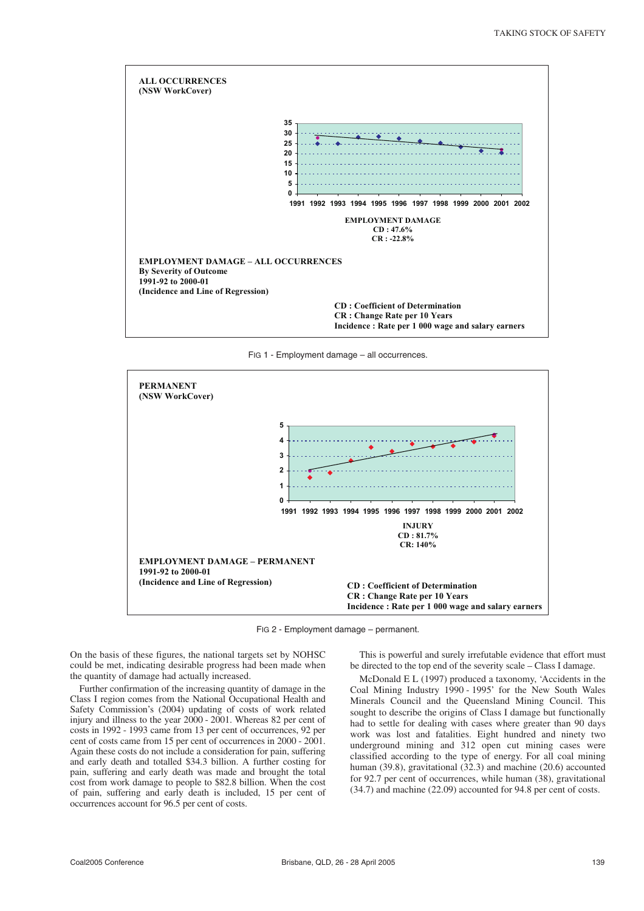**ALL OCCURRENCES**
**(NSW WorkCover)**

**EMPLOYMENT DAMAGE**
**CD : 47.6%**
**CR : -22.8%**

**EMPLOYMENT DAMAGE – ALL OCCURRENCES**
**By Severity of Outcome**
**1991-92 to 2000-01**
**(Incidence and Line of Regression)**

**CD : Coefficient of Determination**
**CR : Change Rate per 10 Years**
**Incidence : Rate per 1 000 wage and salary earners**

FIG 1 - Employment damage – all occurrences.

**PERMANENT**
**(NSW WorkCover)**

**INJURY**
**CD : 81.7%**
**CR: 140%**

**EMPLOYMENT DAMAGE – PERMANENT**
**1991-92 to 2000-01**
**(Incidence and Line of Regression)**

**CD : Coefficient of Determination**
**CR : Change Rate per 10 Years**
**Incidence : Rate per 1 000 wage and salary earners**

FIG 2 - Employment damage – permanent.

On the basis of these figures, the national targets set by NOHSC could be met, indicating desirable progress had been made when the quantity of damage had actually increased.

Further confirmation of the increasing quantity of damage in the Class I region comes from the National Occupational Health and Safety Commission's (2004) updating of costs of work related injury and illness to the year 2000 - 2001. Whereas 82 per cent of costs in 1992 - 1993 came from 13 per cent of occurrences, 92 per cent of costs came from 15 per cent of occurrences in 2000 - 2001. Again these costs do not include a consideration for pain, suffering and early death and totalled $34.3 billion. A further costing for pain, suffering and early death was made and brought the total cost from work damage to people to $82.8 billion. When the cost of pain, suffering and early death is included, 15 per cent of occurrences account for 96.5 per cent of costs.

This is powerful and surely irrefutable evidence that effort must be directed to the top end of the severity scale – Class I damage.

McDonald E L (1997) produced a taxonomy, 'Accidents in the Coal Mining Industry 1990 - 1995' for the New South Wales Minerals Council and the Queensland Mining Council. This sought to describe the origins of Class I damage but functionally had to settle for dealing with cases where greater than 90 days work was lost and fatalities. Eight hundred and ninety two underground mining and 312 open cut mining cases were classified according to the type of energy. For all coal mining human (39.8), gravitational (32.3) and machine (20.6) accounted for 92.7 per cent of occurrences, while human (38), gravitational (34.7) and machine (22.09) accounted for 94.8 per cent of costs.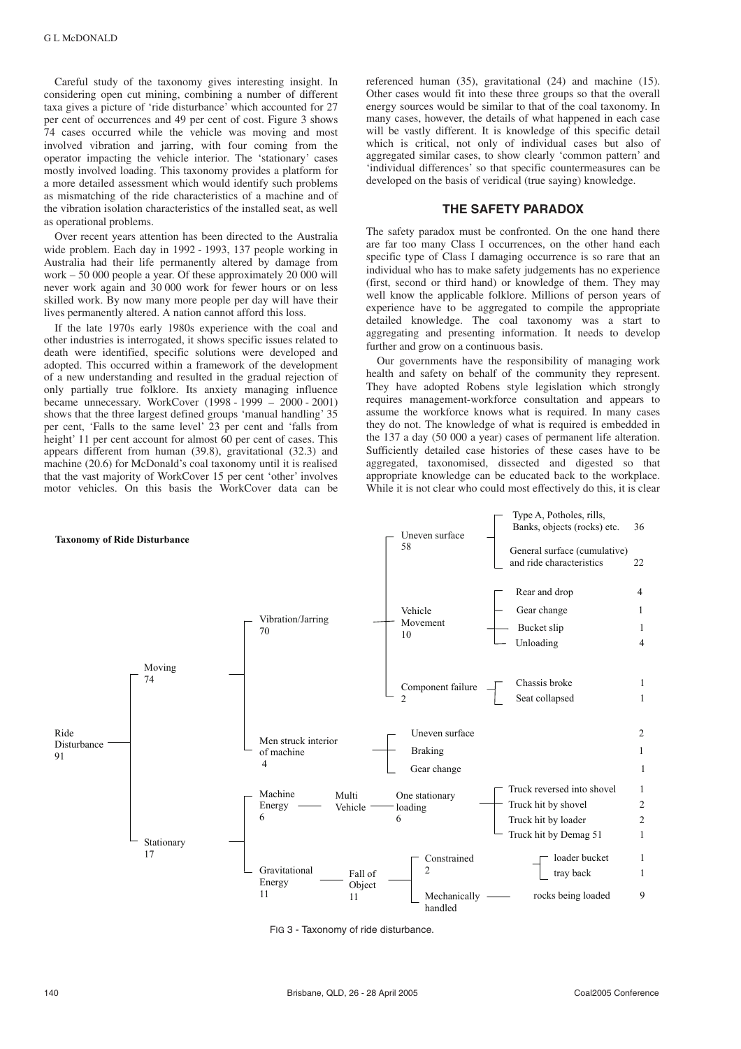Careful study of the taxonomy gives interesting insight. In considering open cut mining, combining a number of different taxa gives a picture of 'ride disturbance' which accounted for 27 per cent of occurrences and 49 per cent of cost. Figure 3 shows 74 cases occurred while the vehicle was moving and most involved vibration and jarring, with four coming from the operator impacting the vehicle interior. The 'stationary' cases mostly involved loading. This taxonomy provides a platform for a more detailed assessment which would identify such problems as mismatching of the ride characteristics of a machine and of the vibration isolation characteristics of the installed seat, as well as operational problems.

Over recent years attention has been directed to the Australia wide problem. Each day in 1992 - 1993, 137 people working in Australia had their life permanently altered by damage from work – 50 000 people a year. Of these approximately 20 000 will never work again and 30 000 work for fewer hours or on less skilled work. By now many more people per day will have their lives permanently altered. A nation cannot afford this loss.

If the late 1970s early 1980s experience with the coal and other industries is interrogated, it shows specific issues related to death were identified, specific solutions were developed and adopted. This occurred within a framework of the development of a new understanding and resulted in the gradual rejection of only partially true folklore. Its anxiety managing influence became unnecessary. WorkCover (1998 - 1999 – 2000 - 2001) shows that the three largest defined groups 'manual handling' 35 per cent, 'Falls to the same level' 23 per cent and 'falls from height' 11 per cent account for almost 60 per cent of cases. This appears different from human (39.8), gravitational (32.3) and machine (20.6) for McDonald's coal taxonomy until it is realised that the vast majority of WorkCover 15 per cent 'other' involves motor vehicles. On this basis the WorkCover data can be referenced human (35), gravitational (24) and machine (15). Other cases would fit into these three groups so that the overall energy sources would be similar to that of the coal taxonomy. In many cases, however, the details of what happened in each case will be vastly different. It is knowledge of this specific detail which is critical, not only of individual cases but also of aggregated similar cases, to show clearly 'common pattern' and 'individual differences' so that specific countermeasures can be developed on the basis of veridical (true saying) knowledge.

## THE SAFETY PARADOX

The safety paradox must be confronted. On the one hand there are far too many Class I occurrences, on the other hand each specific type of Class I damaging occurrence is so rare that an individual who has to make safety judgements has no experience (first, second or third hand) or knowledge of them. They may well know the applicable folklore. Millions of person years of experience have to be aggregated to compile the appropriate detailed knowledge. The coal taxonomy was a start to aggregating and presenting information. It needs to develop further and grow on a continuous basis.

Our governments have the responsibility of managing work health and safety on behalf of the community they represent. They have adopted Robens style legislation which strongly requires management-workforce consultation and appears to assume the workforce knows what is required. In many cases they do not. The knowledge of what is required is embedded in the 137 a day (50 000 a year) cases of permanent life alteration. Sufficiently detailed case histories of these cases have to be aggregated, taxonomised, dissected and digested so that appropriate knowledge can be educated back to the workplace. While it is not clear who could most effectively do this, it is clear

**Taxonomy of Ride Disturbance**

- Ride Disturbance 91
  - Moving 74
    - Vibration/Jarring 70
      - Uneven surface 58
        - Type A, Potholes, rills, Banks, objects (rocks) etc. 36
        - General surface (cumulative) and ride characteristics 22
      - Vehicle Movement 10
        - Rear and drop 4
        - Gear change 1
        - Bucket slip 1
        - Unloading 4
      - Component failure 2
        - Chassis broke 1
        - Seat collapsed 1
    - Men struck interior of machine 4
      - Uneven surface 2
      - Braking 1
      - Gear change 1
  - Stationary 17
    - Machine Energy 6
      - Multi Vehicle
        - One stationary loading 6
          - Truck reversed into shovel 1
          - Truck hit by shovel 2
          - Truck hit by loader 2
          - Truck hit by Demag 51 1
    - Gravitational Energy 11
      - Fall of Object 11
        - Constrained 2
          - loader bucket 1
          - tray back 1
        - Mechanically handled
          - rocks being loaded 9

FIG 3 - Taxonomy of ride disturbance.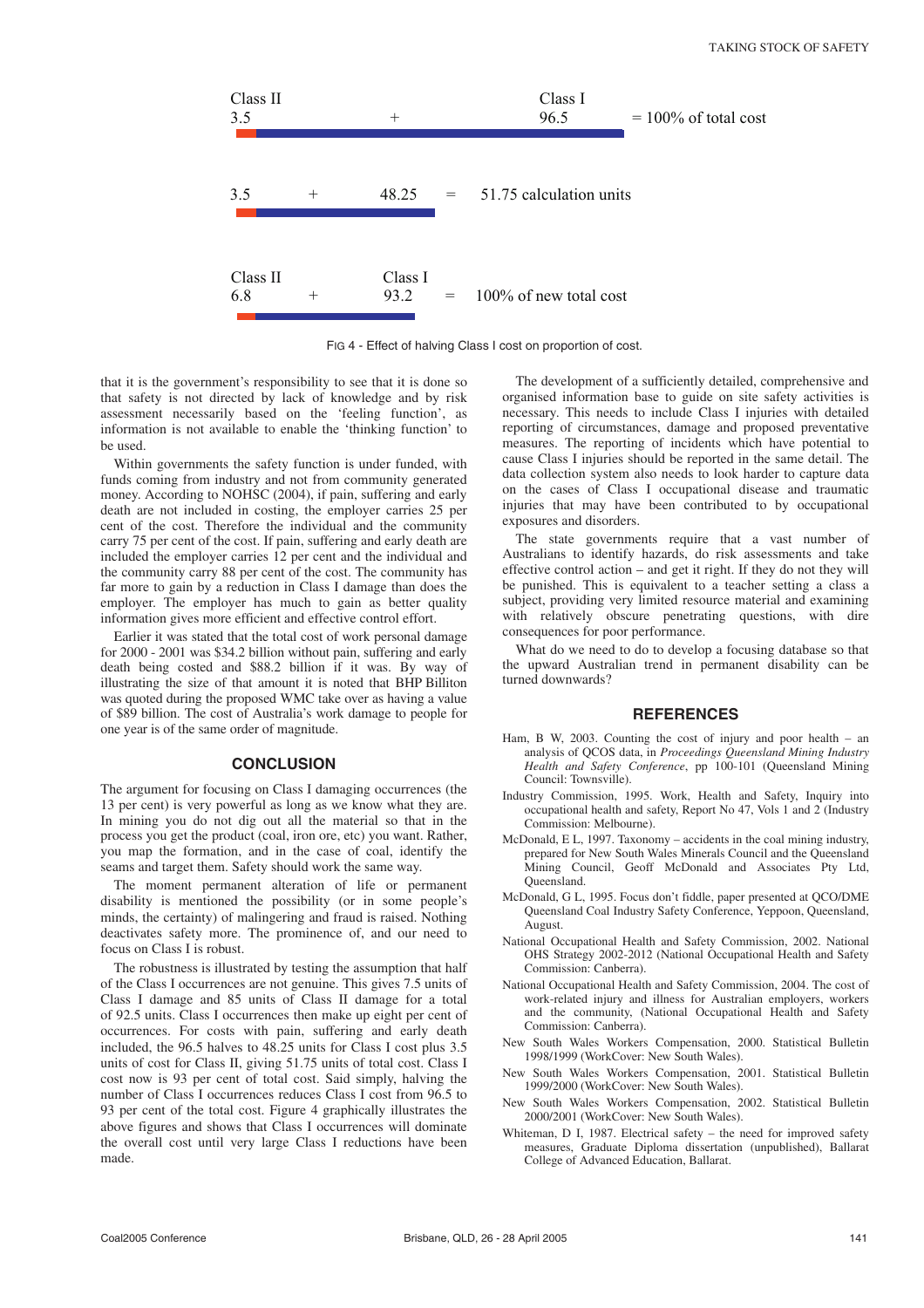Class II
3.5 + Class I
96.5 = 100% of total cost

3.5 + 48.25 = 51.75 calculation units

Class II
6.8 + Class I
93.2 = 100% of new total cost

FIG 4 - Effect of halving Class I cost on proportion of cost.

that it is the government's responsibility to see that it is done so that safety is not directed by lack of knowledge and by risk assessment necessarily based on the 'feeling function', as information is not available to enable the 'thinking function' to be used.

Within governments the safety function is under funded, with funds coming from industry and not from community generated money. According to NOHSC (2004), if pain, suffering and early death are not included in costing, the employer carries 25 per cent of the cost. Therefore the individual and the community carry 75 per cent of the cost. If pain, suffering and early death are included the employer carries 12 per cent and the individual and the community carry 88 per cent of the cost. The community has far more to gain by a reduction in Class I damage than does the employer. The employer has much to gain as better quality information gives more efficient and effective control effort.

Earlier it was stated that the total cost of work personal damage for 2000 - 2001 was $34.2 billion without pain, suffering and early death being costed and $88.2 billion if it was. By way of illustrating the size of that amount it is noted that BHP Billiton was quoted during the proposed WMC take over as having a value of $89 billion. The cost of Australia's work damage to people for one year is of the same order of magnitude.

## CONCLUSION

The argument for focusing on Class I damaging occurrences (the 13 per cent) is very powerful as long as we know what they are. In mining you do not dig out all the material so that in the process you get the product (coal, iron ore, etc) you want. Rather, you map the formation, and in the case of coal, identify the seams and target them. Safety should work the same way.

The moment permanent alteration of life or permanent disability is mentioned the possibility (or in some people's minds, the certainty) of malingering and fraud is raised. Nothing deactivates safety more. The prominence of, and our need to focus on Class I is robust.

The robustness is illustrated by testing the assumption that half of the Class I occurrences are not genuine. This gives 7.5 units of Class I damage and 85 units of Class II damage for a total of 92.5 units. Class I occurrences then make up eight per cent of occurrences. For costs with pain, suffering and early death included, the 96.5 halves to 48.25 units for Class I cost plus 3.5 units of cost for Class II, giving 51.75 units of total cost. Class I cost now is 93 per cent of total cost. Said simply, halving the number of Class I occurrences reduces Class I cost from 96.5 to 93 per cent of the total cost. Figure 4 graphically illustrates the above figures and shows that Class I occurrences will dominate the overall cost until very large Class I reductions have been made.

The development of a sufficiently detailed, comprehensive and organised information base to guide on site safety activities is necessary. This needs to include Class I injuries with detailed reporting of circumstances, damage and proposed preventative measures. The reporting of incidents which have potential to cause Class I injuries should be reported in the same detail. The data collection system also needs to look harder to capture data on the cases of Class I occupational disease and traumatic injuries that may have been contributed to by occupational exposures and disorders.

The state governments require that a vast number of Australians to identify hazards, do risk assessments and take effective control action – and get it right. If they do not they will be punished. This is equivalent to a teacher setting a class a subject, providing very limited resource material and examining with relatively obscure penetrating questions, with dire consequences for poor performance.

What do we need to do to develop a focusing database so that the upward Australian trend in permanent disability can be turned downwards?

## REFERENCES

Ham, B W, 2003. Counting the cost of injury and poor health – an analysis of QCOS data, in *Proceedings Queensland Mining Industry Health and Safety Conference*, pp 100-101 (Queensland Mining Council: Townsville).

Industry Commission, 1995. Work, Health and Safety, Inquiry into occupational health and safety, Report No 47, Vols 1 and 2 (Industry Commission: Melbourne).

McDonald, E L, 1997. Taxonomy – accidents in the coal mining industry, prepared for New South Wales Minerals Council and the Queensland Mining Council, Geoff McDonald and Associates Pty Ltd, Queensland.

McDonald, G L, 1995. Focus don't fiddle, paper presented at QCO/DME Queensland Coal Industry Safety Conference, Yeppoon, Queensland, August.

National Occupational Health and Safety Commission, 2002. National OHS Strategy 2002-2012 (National Occupational Health and Safety Commission: Canberra).

National Occupational Health and Safety Commission, 2004. The cost of work-related injury and illness for Australian employers, workers and the community, (National Occupational Health and Safety Commission: Canberra).

New South Wales Workers Compensation, 2000. Statistical Bulletin 1998/1999 (WorkCover: New South Wales).

New South Wales Workers Compensation, 2001. Statistical Bulletin 1999/2000 (WorkCover: New South Wales).

New South Wales Workers Compensation, 2002. Statistical Bulletin 2000/2001 (WorkCover: New South Wales).

Whiteman, D I, 1987. Electrical safety – the need for improved safety measures, Graduate Diploma dissertation (unpublished), Ballarat College of Advanced Education, Ballarat.